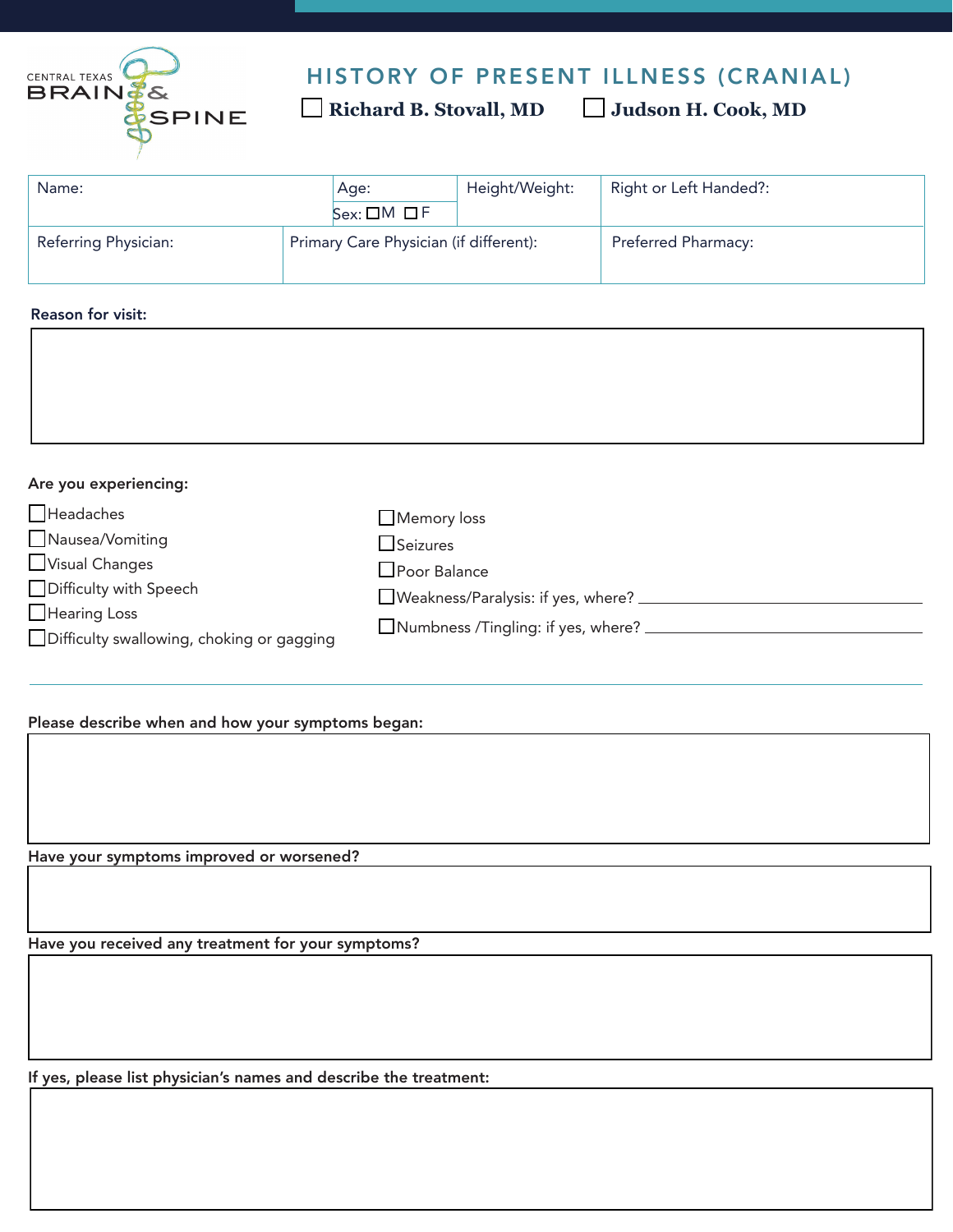CENTRAL TEXAS BRAIN & SPINE

# HISTORY OF PRESENT ILLNESS (CRANIAL)

☐ **Richard B. Stovall, MD** ☐ **Judson H. Cook, MD**

| Name: | Age: / Sex: ☐M ☐F | Height/Weight: | Right or Left Handed?: |
|---|---|---|---|
| Referring Physician: | Primary Care Physician (if different): | | Preferred Pharmacy: |

**Reason for visit:**

**Are you experiencing:**

- ☐ Headaches
- ☐ Nausea/Vomiting
- ☐ Visual Changes
- ☐ Difficulty with Speech
- ☐ Hearing Loss
- ☐ Difficulty swallowing, choking or gagging
- ☐ Memory loss
- ☐ Seizures
- ☐ Poor Balance
- ☐ Weakness/Paralysis: if yes, where? ______________________
- ☐ Numbness /Tingling: if yes, where? ______________________

**Please describe when and how your symptoms began:**

**Have your symptoms improved or worsened?**

**Have you received any treatment for your symptoms?**

**If yes, please list physician's names and describe the treatment:**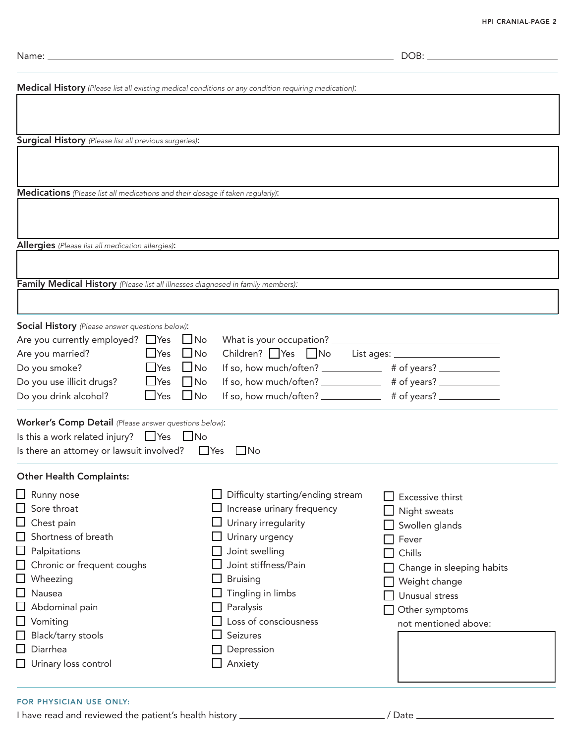Name: ______________________________ DOB: ______________

**Medical History** *(Please list all existing medical conditions or any condition requiring medication)*:

**Surgical History** *(Please list all previous surgeries)*:

**Medications** *(Please list all medications and their dosage if taken regularly)*:

**Allergies** *(Please list all medication allergies)*:

**Family Medical History** *(Please list all illnesses diagnosed in family members)*:

**Social History** *(Please answer questions below)*:

Are you currently employed? ☐ Yes ☐ No What is your occupation? ______________

Are you married? ☐ Yes ☐ No Children? ☐ Yes ☐ No List ages: ______________

Do you smoke? ☐ Yes ☐ No If so, how much/often? __________ # of years? __________

Do you use illicit drugs? ☐ Yes ☐ No If so, how much/often? __________ # of years? __________

Do you drink alcohol? ☐ Yes ☐ No If so, how much/often? __________ # of years? __________

**Worker's Comp Detail** *(Please answer questions below)*:

Is this a work related injury? ☐ Yes ☐ No

Is there an attorney or lawsuit involved? ☐ Yes ☐ No

**Other Health Complaints:**

- ☐ Runny nose
- ☐ Sore throat
- ☐ Chest pain
- ☐ Shortness of breath
- ☐ Palpitations
- ☐ Chronic or frequent coughs
- ☐ Wheezing
- ☐ Nausea
- ☐ Abdominal pain
- ☐ Vomiting
- ☐ Black/tarry stools
- ☐ Diarrhea
- ☐ Urinary loss control
- ☐ Difficulty starting/ending stream
- ☐ Increase urinary frequency
- ☐ Urinary irregularity
- ☐ Urinary urgency
- ☐ Joint swelling
- ☐ Joint stiffness/Pain
- ☐ Bruising
- ☐ Tingling in limbs
- ☐ Paralysis
- ☐ Loss of consciousness
- ☐ Seizures
- ☐ Depression
- ☐ Anxiety
- ☐ Excessive thirst
- ☐ Night sweats
- ☐ Swollen glands
- ☐ Fever
- ☐ Chills
- ☐ Change in sleeping habits
- ☐ Weight change
- ☐ Unusual stress
- ☐ Other symptoms not mentioned above:

FOR PHYSICIAN USE ONLY:

I have read and reviewed the patient's health history ______________________ / Date ______________